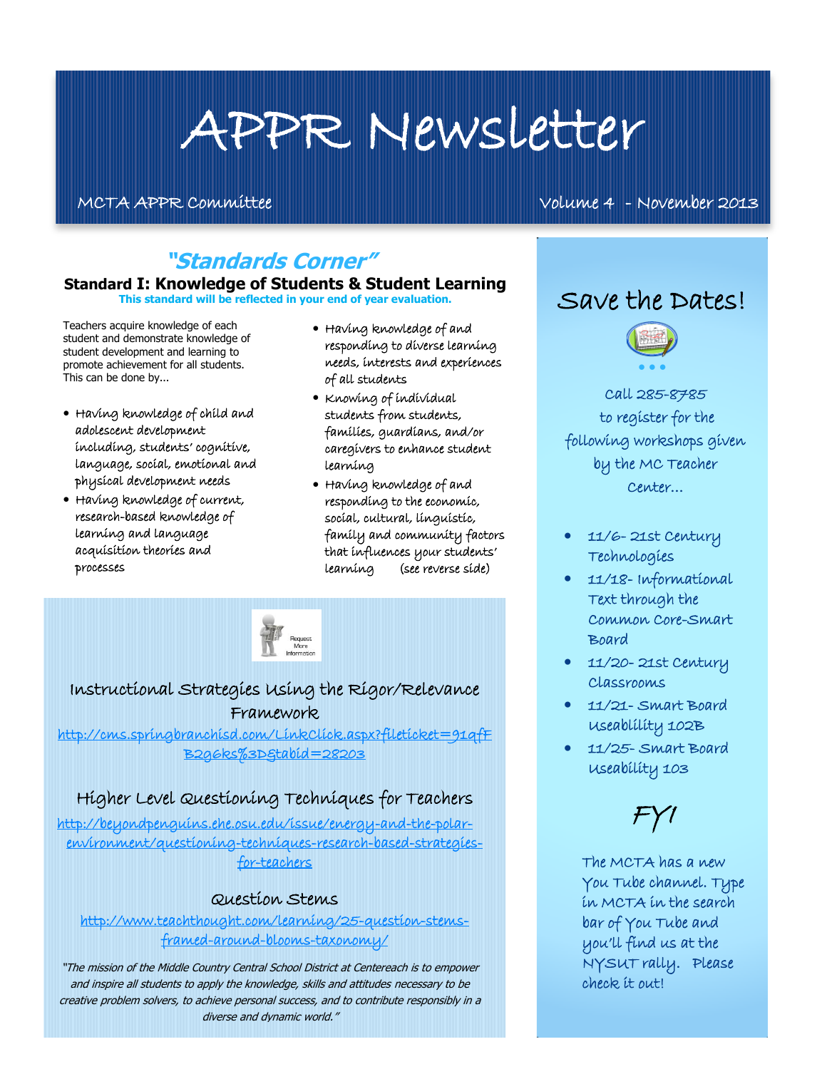# APPR Newsletter

MCTA APPR Committee — Volume 4 - November 2013

## "Standards Corner"

### Standard I: Knowledge of Students & Student Learning

**This standard will be reflected in your end of year evaluation.**

Teachers acquire knowledge of each student and demonstrate knowledge of student development and learning to promote achievement for all students. This can be done by...

- Having knowledge of child and adolescent development including, students' cognitive, language, social, emotional and physical development needs
- Having knowledge of current, research-based knowledge of learning and language acquisition theories and processes
- Having knowledge of and responding to diverse learning needs, interests and experiences of all students
- Knowing of individual students from students, families, guardians, and/or caregivers to enhance student learning
- Having knowledge of and responding to the economic, social, cultural, linguistic, family and community factors that influences your students' learning (see reverse side)

Request More Information

### Instructional Strategies Using the Rigor/Relevance Framework

http://cms.springbranchisd.com/LinkClick.aspx?fileticket=91qfFB2g6ks%3D&tabid=28203

### Higher Level Questioning Techniques for Teachers

http://beyondpenguins.ehe.osu.edu/issue/energy-and-the-polar-environment/questioning-techniques-research-based-strategies-for-teachers

### Question Stems

http://www.teachthought.com/learning/25-question-stems-framed-around-blooms-taxonomy/

*"The mission of the Middle Country Central School District at Centereach is to empower and inspire all students to apply the knowledge, skills and attitudes necessary to be creative problem solvers, to achieve personal success, and to contribute responsibly in a diverse and dynamic world."*

## Save the Dates!

Call 285-8785 to register for the following workshops given by the MC Teacher Center...

- 11/6- 21st Century Technologies
- 11/18- Informational Text through the Common Core-Smart Board
- 11/20- 21st Century Classrooms
- 11/21- Smart Board Useablility 102B
- 11/25- Smart Board Useability 103

## FYI

The MCTA has a new You Tube channel. Type in MCTA in the search bar of You Tube and you'll find us at the NYSUT rally. Please check it out!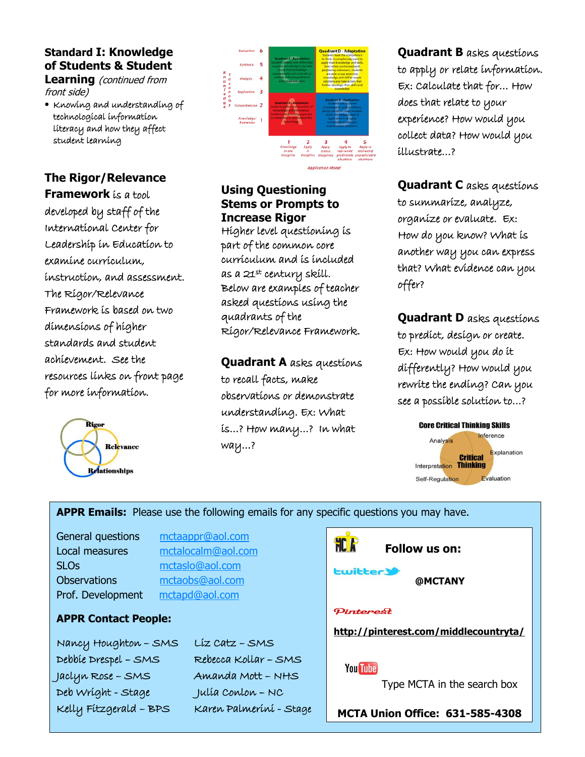**Standard I: Knowledge of Students & Student Learning** *(continued from front side)*

- Knowing and understanding of technological information literacy and how they affect student learning

**The Rigor/Relevance Framework** is a tool developed by staff of the International Center for Leadership in Education to examine curriculum, instruction, and assessment. The Rigor/Relevance Framework is based on two dimensions of higher standards and student achievement. See the resources links on front page for more information.

Rigor
Relevance
Relationships

**Using Questioning Stems or Prompts to Increase Rigor**

Higher level questioning is part of the common core curriculum and is included as a 21st century skill. Below are examples of teacher asked questions using the quadrants of the Rigor/Relevance Framework.

**Quadrant A** asks questions to recall facts, make observations or demonstrate understanding. Ex: What is…? How many…? In what way…?

**Quadrant B** asks questions to apply or relate information. Ex: Calculate that for… How does that relate to your experience? How would you collect data? How would you illustrate…?

**Quadrant C** asks questions to summarize, analyze, organize or evaluate. Ex: How do you know? What is another way you can express that? What evidence can you offer?

**Quadrant D** asks questions to predict, design or create. Ex: How would you do it differently? How would you rewrite the ending? Can you see a possible solution to…?

Core Critical Thinking Skills
Analysis
Inference
Explanation
Critical Thinking
Interpretation
Self-Regulation
Evaluation

**APPR Emails:** Please use the following emails for any specific questions you may have.

| | |
|---|---|
| General questions | mctaappr@aol.com |
| Local measures | mctalocalm@aol.com |
| SLOs | mctaslo@aol.com |
| Observations | mctaobs@aol.com |
| Prof. Development | mctapd@aol.com |

**APPR Contact People:**

| | |
|---|---|
| Nancy Houghton – SMS | Liz Catz – SMS |
| Debbie Drespel – SMS | Rebecca Kollar – SMS |
| Jaclyn Rose – SMS | Amanda Mott – NHS |
| Deb Wright - Stage | Julia Conlon – NC |
| Kelly Fitzgerald – BPS | Karen Palmerini - Stage |

**Follow us on:**

twitter **@MCTANY**

Pinterest **http://pinterest.com/middlecountryta/**

YouTube Type MCTA in the search box

**MCTA Union Office: 631-585-4308**